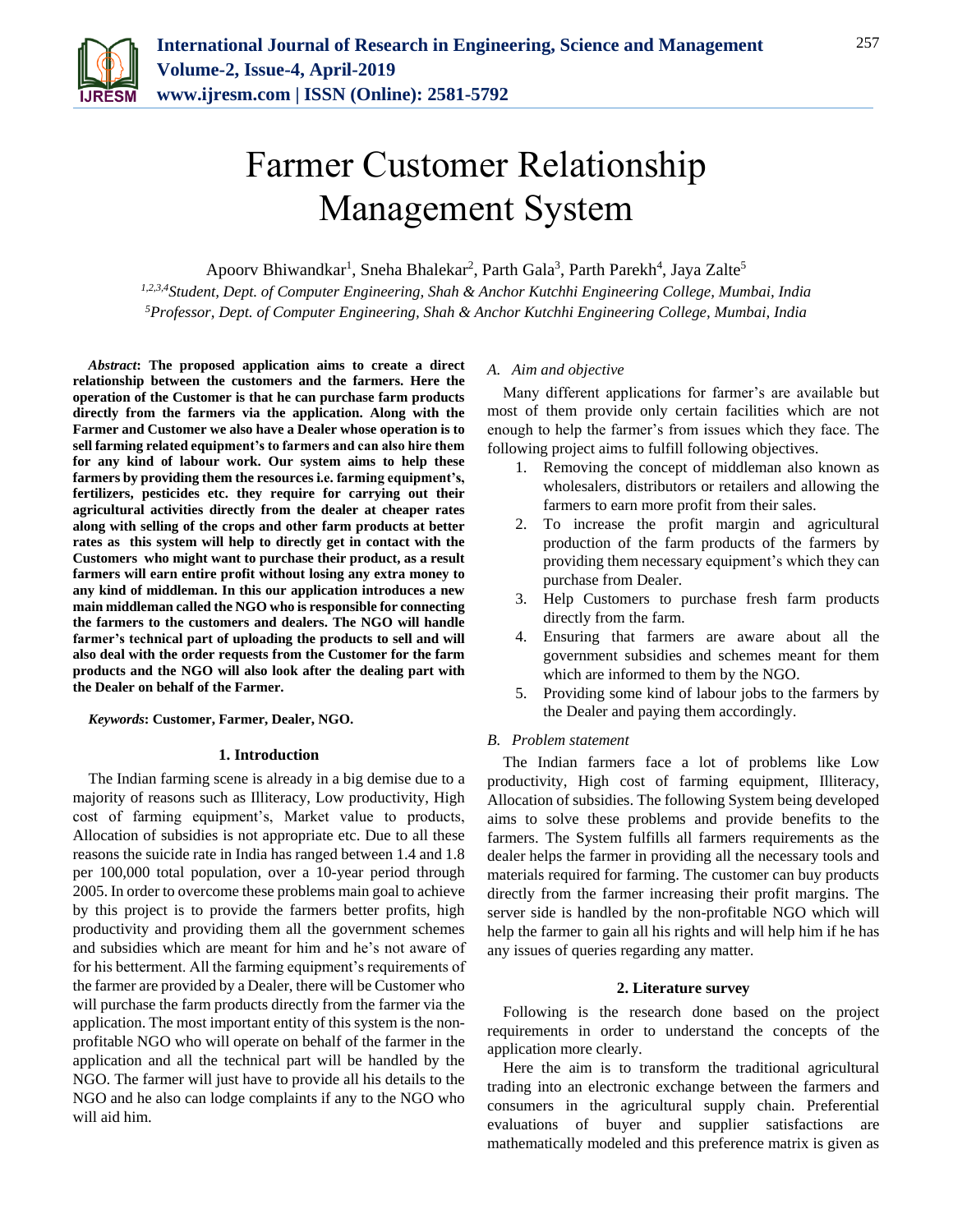# Farmer Customer Relationship Management System

Apoorv Bhiwandkar[1], Sneha Bhalekar[2], Parth Gala[3], Parth Parekh[4], Jaya Zalte[5]

[1,2,3,4]*Student, Dept. of Computer Engineering, Shah & Anchor Kutchhi Engineering College, Mumbai, India*
[5]*Professor, Dept. of Computer Engineering, Shah & Anchor Kutchhi Engineering College, Mumbai, India*

***Abstract*: The proposed application aims to create a direct relationship between the customers and the farmers. Here the operation of the Customer is that he can purchase farm products directly from the farmers via the application. Along with the Farmer and Customer we also have a Dealer whose operation is to sell farming related equipment's to farmers and can also hire them for any kind of labour work. Our system aims to help these farmers by providing them the resources i.e. farming equipment's, fertilizers, pesticides etc. they require for carrying out their agricultural activities directly from the dealer at cheaper rates along with selling of the crops and other farm products at better rates as this system will help to directly get in contact with the Customers who might want to purchase their product, as a result farmers will earn entire profit without losing any extra money to any kind of middleman. In this our application introduces a new main middleman called the NGO who is responsible for connecting the farmers to the customers and dealers. The NGO will handle farmer's technical part of uploading the products to sell and will also deal with the order requests from the Customer for the farm products and the NGO will also look after the dealing part with the Dealer on behalf of the Farmer.**

***Keywords*: Customer, Farmer, Dealer, NGO.**

## 1. Introduction

The Indian farming scene is already in a big demise due to a majority of reasons such as Illiteracy, Low productivity, High cost of farming equipment's, Market value to products, Allocation of subsidies is not appropriate etc. Due to all these reasons the suicide rate in India has ranged between 1.4 and 1.8 per 100,000 total population, over a 10-year period through 2005. In order to overcome these problems main goal to achieve by this project is to provide the farmers better profits, high productivity and providing them all the government schemes and subsidies which are meant for him and he's not aware of for his betterment. All the farming equipment's requirements of the farmer are provided by a Dealer, there will be Customer who will purchase the farm products directly from the farmer via the application. The most important entity of this system is the non-profitable NGO who will operate on behalf of the farmer in the application and all the technical part will be handled by the NGO. The farmer will just have to provide all his details to the NGO and he also can lodge complaints if any to the NGO who will aid him.

### *A. Aim and objective*

Many different applications for farmer's are available but most of them provide only certain facilities which are not enough to help the farmer's from issues which they face. The following project aims to fulfill following objectives.

1. Removing the concept of middleman also known as wholesalers, distributors or retailers and allowing the farmers to earn more profit from their sales.
2. To increase the profit margin and agricultural production of the farm products of the farmers by providing them necessary equipment's which they can purchase from Dealer.
3. Help Customers to purchase fresh farm products directly from the farm.
4. Ensuring that farmers are aware about all the government subsidies and schemes meant for them which are informed to them by the NGO.
5. Providing some kind of labour jobs to the farmers by the Dealer and paying them accordingly.

### *B. Problem statement*

The Indian farmers face a lot of problems like Low productivity, High cost of farming equipment, Illiteracy, Allocation of subsidies. The following System being developed aims to solve these problems and provide benefits to the farmers. The System fulfills all farmers requirements as the dealer helps the farmer in providing all the necessary tools and materials required for farming. The customer can buy products directly from the farmer increasing their profit margins. The server side is handled by the non-profitable NGO which will help the farmer to gain all his rights and will help him if he has any issues of queries regarding any matter.

## 2. Literature survey

Following is the research done based on the project requirements in order to understand the concepts of the application more clearly.

Here the aim is to transform the traditional agricultural trading into an electronic exchange between the farmers and consumers in the agricultural supply chain. Preferential evaluations of buyer and supplier satisfactions are mathematically modeled and this preference matrix is given as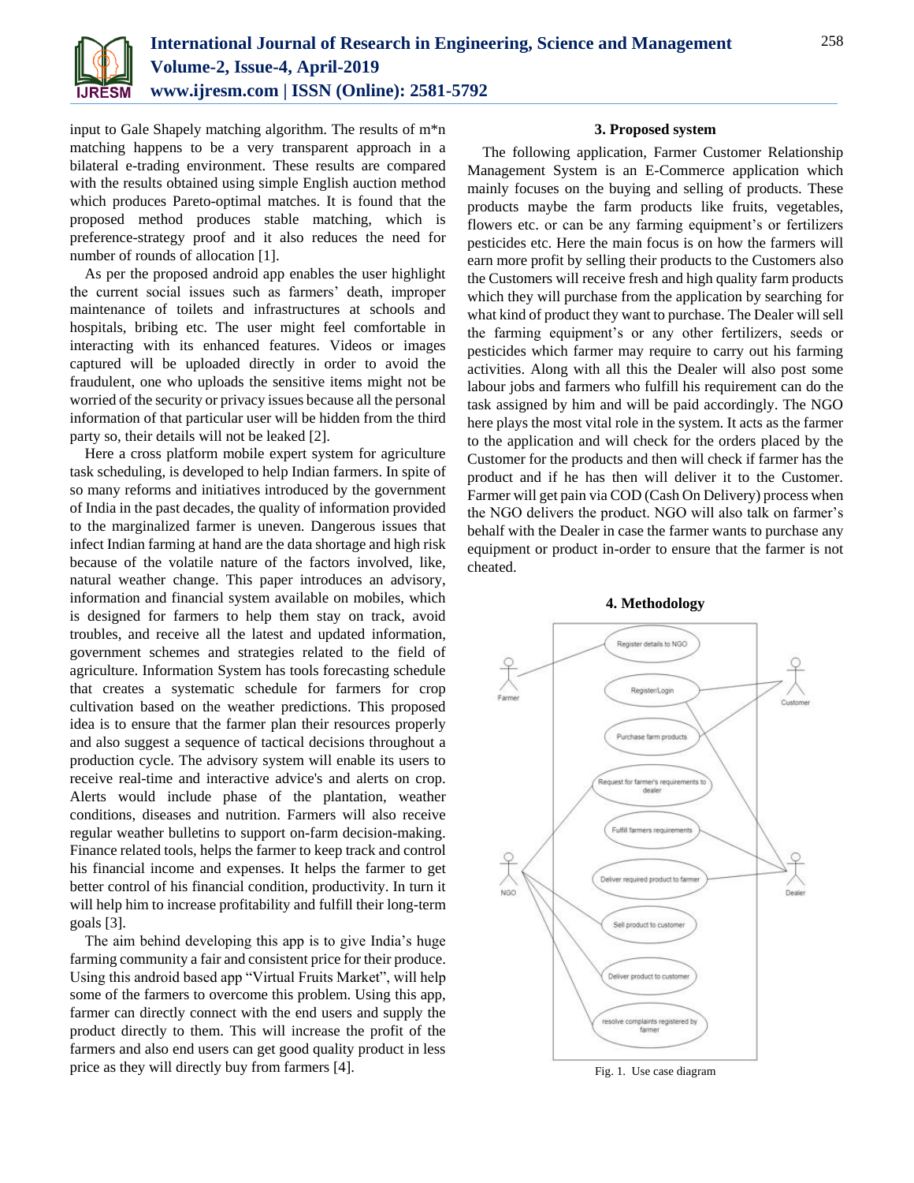input to Gale Shapely matching algorithm. The results of m*n matching happens to be a very transparent approach in a bilateral e-trading environment. These results are compared with the results obtained using simple English auction method which produces Pareto-optimal matches. It is found that the proposed method produces stable matching, which is preference-strategy proof and it also reduces the need for number of rounds of allocation [1].

As per the proposed android app enables the user highlight the current social issues such as farmers' death, improper maintenance of toilets and infrastructures at schools and hospitals, bribing etc. The user might feel comfortable in interacting with its enhanced features. Videos or images captured will be uploaded directly in order to avoid the fraudulent, one who uploads the sensitive items might not be worried of the security or privacy issues because all the personal information of that particular user will be hidden from the third party so, their details will not be leaked [2].

Here a cross platform mobile expert system for agriculture task scheduling, is developed to help Indian farmers. In spite of so many reforms and initiatives introduced by the government of India in the past decades, the quality of information provided to the marginalized farmer is uneven. Dangerous issues that infect Indian farming at hand are the data shortage and high risk because of the volatile nature of the factors involved, like, natural weather change. This paper introduces an advisory, information and financial system available on mobiles, which is designed for farmers to help them stay on track, avoid troubles, and receive all the latest and updated information, government schemes and strategies related to the field of agriculture. Information System has tools forecasting schedule that creates a systematic schedule for farmers for crop cultivation based on the weather predictions. This proposed idea is to ensure that the farmer plan their resources properly and also suggest a sequence of tactical decisions throughout a production cycle. The advisory system will enable its users to receive real-time and interactive advice's and alerts on crop. Alerts would include phase of the plantation, weather conditions, diseases and nutrition. Farmers will also receive regular weather bulletins to support on-farm decision-making. Finance related tools, helps the farmer to keep track and control his financial income and expenses. It helps the farmer to get better control of his financial condition, productivity. In turn it will help him to increase profitability and fulfill their long-term goals [3].

The aim behind developing this app is to give India's huge farming community a fair and consistent price for their produce. Using this android based app "Virtual Fruits Market", will help some of the farmers to overcome this problem. Using this app, farmer can directly connect with the end users and supply the product directly to them. This will increase the profit of the farmers and also end users can get good quality product in less price as they will directly buy from farmers [4].

### 3. Proposed system

The following application, Farmer Customer Relationship Management System is an E-Commerce application which mainly focuses on the buying and selling of products. These products maybe the farm products like fruits, vegetables, flowers etc. or can be any farming equipment's or fertilizers pesticides etc. Here the main focus is on how the farmers will earn more profit by selling their products to the Customers also the Customers will receive fresh and high quality farm products which they will purchase from the application by searching for what kind of product they want to purchase. The Dealer will sell the farming equipment's or any other fertilizers, seeds or pesticides which farmer may require to carry out his farming activities. Along with all this the Dealer will also post some labour jobs and farmers who fulfill his requirement can do the task assigned by him and will be paid accordingly. The NGO here plays the most vital role in the system. It acts as the farmer to the application and will check for the orders placed by the Customer for the products and then will check if farmer has the product and if he has then will deliver it to the Customer. Farmer will get pain via COD (Cash On Delivery) process when the NGO delivers the product. NGO will also talk on farmer's behalf with the Dealer in case the farmer wants to purchase any equipment or product in-order to ensure that the farmer is not cheated.

### 4. Methodology

Fig. 1. Use case diagram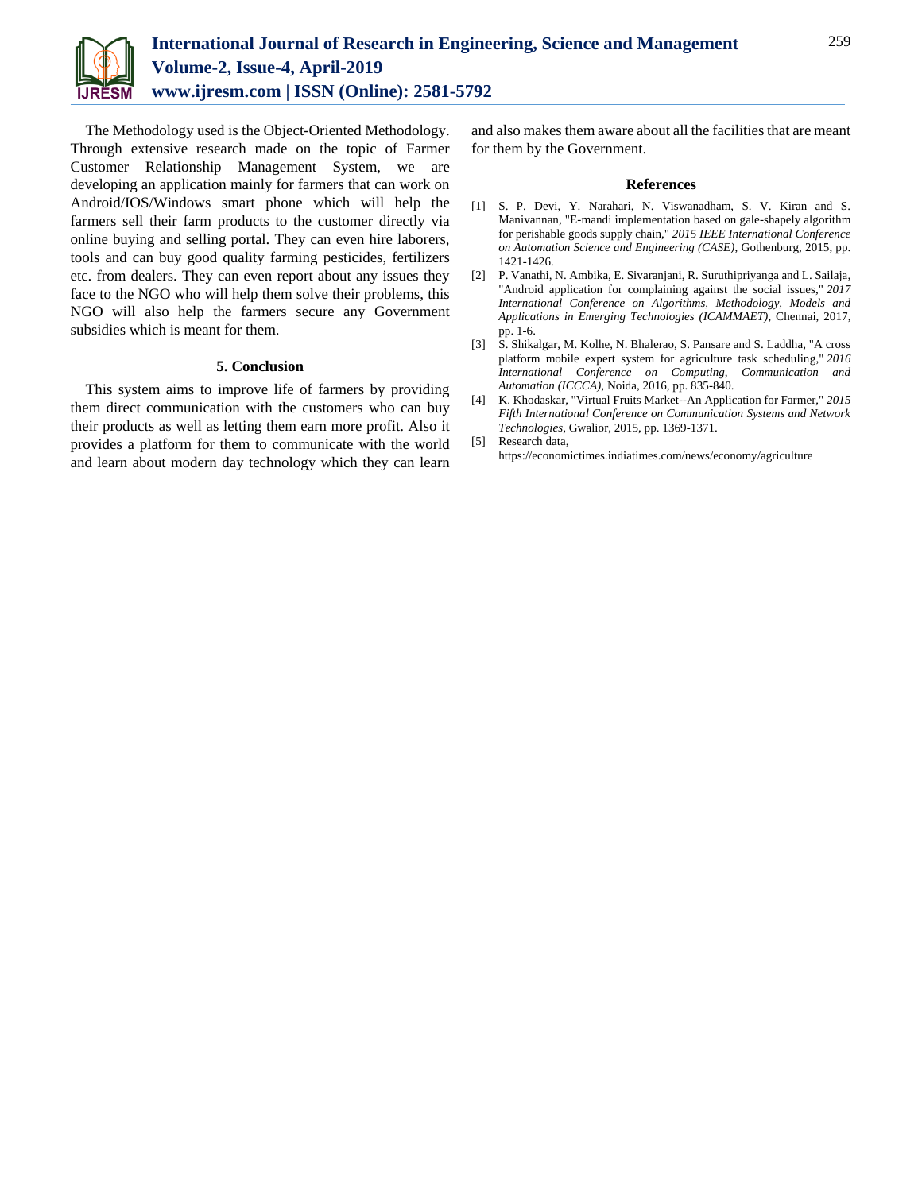The Methodology used is the Object-Oriented Methodology. Through extensive research made on the topic of Farmer Customer Relationship Management System, we are developing an application mainly for farmers that can work on Android/IOS/Windows smart phone which will help the farmers sell their farm products to the customer directly via online buying and selling portal. They can even hire laborers, tools and can buy good quality farming pesticides, fertilizers etc. from dealers. They can even report about any issues they face to the NGO who will help them solve their problems, this NGO will also help the farmers secure any Government subsidies which is meant for them.

## 5. Conclusion

This system aims to improve life of farmers by providing them direct communication with the customers who can buy their products as well as letting them earn more profit. Also it provides a platform for them to communicate with the world and learn about modern day technology which they can learn and also makes them aware about all the facilities that are meant for them by the Government.

## References

[1] S. P. Devi, Y. Narahari, N. Viswanadham, S. V. Kiran and S. Manivannan, "E-mandi implementation based on gale-shapely algorithm for perishable goods supply chain," *2015 IEEE International Conference on Automation Science and Engineering (CASE)*, Gothenburg, 2015, pp. 1421-1426.

[2] P. Vanathi, N. Ambika, E. Sivaranjani, R. Suruthipriyanga and L. Sailaja, "Android application for complaining against the social issues," *2017 International Conference on Algorithms, Methodology, Models and Applications in Emerging Technologies (ICAMMAET)*, Chennai, 2017, pp. 1-6.

[3] S. Shikalgar, M. Kolhe, N. Bhalerao, S. Pansare and S. Laddha, "A cross platform mobile expert system for agriculture task scheduling," *2016 International Conference on Computing, Communication and Automation (ICCCA)*, Noida, 2016, pp. 835-840.

[4] K. Khodaskar, "Virtual Fruits Market--An Application for Farmer," *2015 Fifth International Conference on Communication Systems and Network Technologies*, Gwalior, 2015, pp. 1369-1371.

[5] Research data, https://economictimes.indiatimes.com/news/economy/agriculture